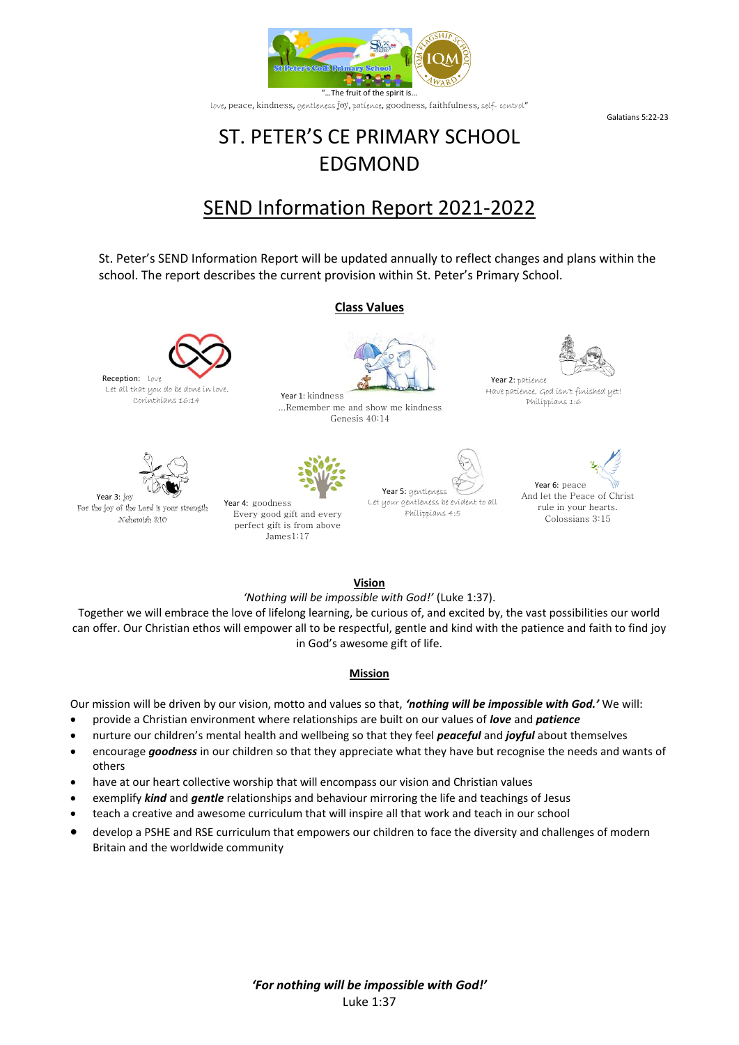"...The fruit of the spirit is...
love, peace, kindness, gentleness joy, patience, goodness, faithfulness, self- control"

Galatians 5:22-23

# ST. PETER'S CE PRIMARY SCHOOL EDGMOND

## SEND Information Report 2021-2022

St. Peter's SEND Information Report will be updated annually to reflect changes and plans within the school. The report describes the current provision within St. Peter's Primary School.

### Class Values

Reception: love
Let all that you do be done in love.
Corinthians 16:14

Year 1: kindness
...Remember me and show me kindness
Genesis 40:14

Year 2: patience
Have patience, God isn't finished yet!
Philippians 1:6

Year 3: joy
For the joy of the Lord is your strength
Nehemiah 8:10

Year 4: goodness
Every good gift and every perfect gift is from above
James1:17

Year 5: gentleness
Let your gentleness be evident to all
Philippians 4:5

Year 6: peace
And let the Peace of Christ rule in your hearts.
Colossians 3:15

### Vision

*'Nothing will be impossible with God!'* (Luke 1:37).

Together we will embrace the love of lifelong learning, be curious of, and excited by, the vast possibilities our world can offer. Our Christian ethos will empower all to be respectful, gentle and kind with the patience and faith to find joy in God's awesome gift of life.

### Mission

Our mission will be driven by our vision, motto and values so that, ***'nothing will be impossible with God.'*** We will:

- provide a Christian environment where relationships are built on our values of ***love*** and ***patience***
- nurture our children's mental health and wellbeing so that they feel ***peaceful*** and ***joyful*** about themselves
- encourage ***goodness*** in our children so that they appreciate what they have but recognise the needs and wants of others
- have at our heart collective worship that will encompass our vision and Christian values
- exemplify ***kind*** and ***gentle*** relationships and behaviour mirroring the life and teachings of Jesus
- teach a creative and awesome curriculum that will inspire all that work and teach in our school
- develop a PSHE and RSE curriculum that empowers our children to face the diversity and challenges of modern Britain and the worldwide community

***'For nothing will be impossible with God!'***
Luke 1:37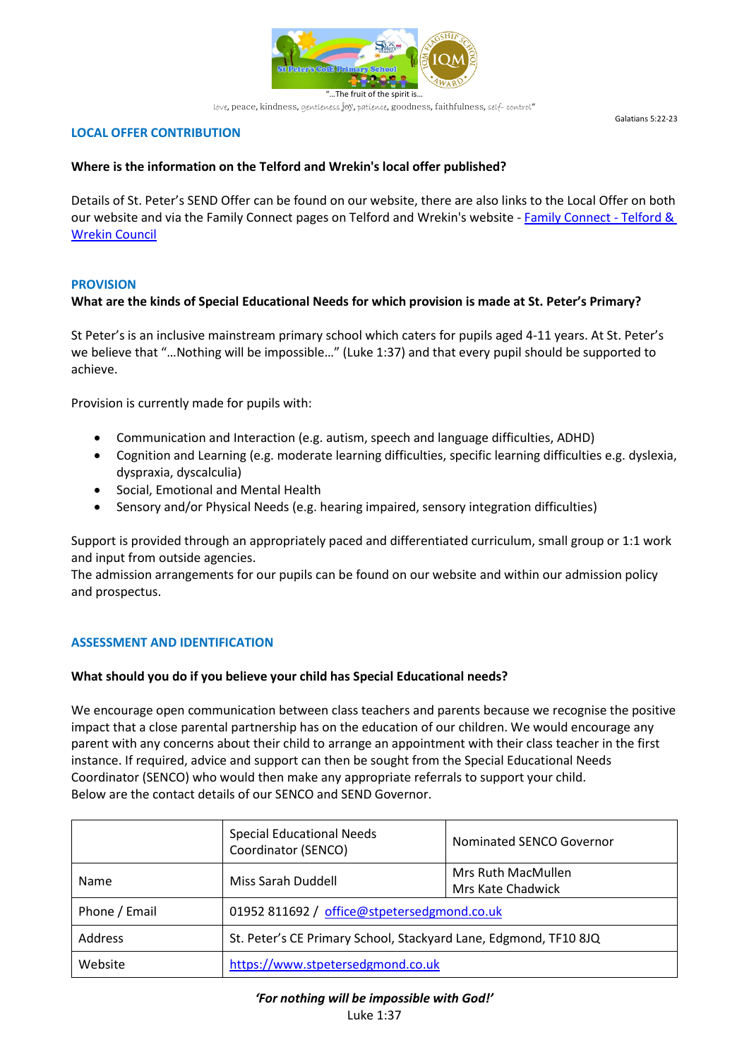"…The fruit of the spirit is…
love, peace, kindness, gentleness joy, patience, goodness, faithfulness, self- control"

Galatians 5:22-23

## LOCAL OFFER CONTRIBUTION

**Where is the information on the Telford and Wrekin's local offer published?**

Details of St. Peter's SEND Offer can be found on our website, there are also links to the Local Offer on both our website and via the Family Connect pages on Telford and Wrekin's website - [Family Connect - Telford & Wrekin Council]

## PROVISION

**What are the kinds of Special Educational Needs for which provision is made at St. Peter's Primary?**

St Peter's is an inclusive mainstream primary school which caters for pupils aged 4-11 years. At St. Peter's we believe that "…Nothing will be impossible…" (Luke 1:37) and that every pupil should be supported to achieve.

Provision is currently made for pupils with:

- Communication and Interaction (e.g. autism, speech and language difficulties, ADHD)
- Cognition and Learning (e.g. moderate learning difficulties, specific learning difficulties e.g. dyslexia, dyspraxia, dyscalculia)
- Social, Emotional and Mental Health
- Sensory and/or Physical Needs (e.g. hearing impaired, sensory integration difficulties)

Support is provided through an appropriately paced and differentiated curriculum, small group or 1:1 work and input from outside agencies.
The admission arrangements for our pupils can be found on our website and within our admission policy and prospectus.

## ASSESSMENT AND IDENTIFICATION

**What should you do if you believe your child has Special Educational needs?**

We encourage open communication between class teachers and parents because we recognise the positive impact that a close parental partnership has on the education of our children. We would encourage any parent with any concerns about their child to arrange an appointment with their class teacher in the first instance. If required, advice and support can then be sought from the Special Educational Needs Coordinator (SENCO) who would then make any appropriate referrals to support your child.
Below are the contact details of our SENCO and SEND Governor.

| | Special Educational Needs Coordinator (SENCO) | Nominated SENCO Governor |
|---|---|---|
| Name | Miss Sarah Duddell | Mrs Ruth MacMullen<br>Mrs Kate Chadwick |
| Phone / Email | 01952 811692 / office@stpetersedgmond.co.uk | |
| Address | St. Peter's CE Primary School, Stackyard Lane, Edgmond, TF10 8JQ | |
| Website | https://www.stpetersedgmond.co.uk | |

***'For nothing will be impossible with God!'***
Luke 1:37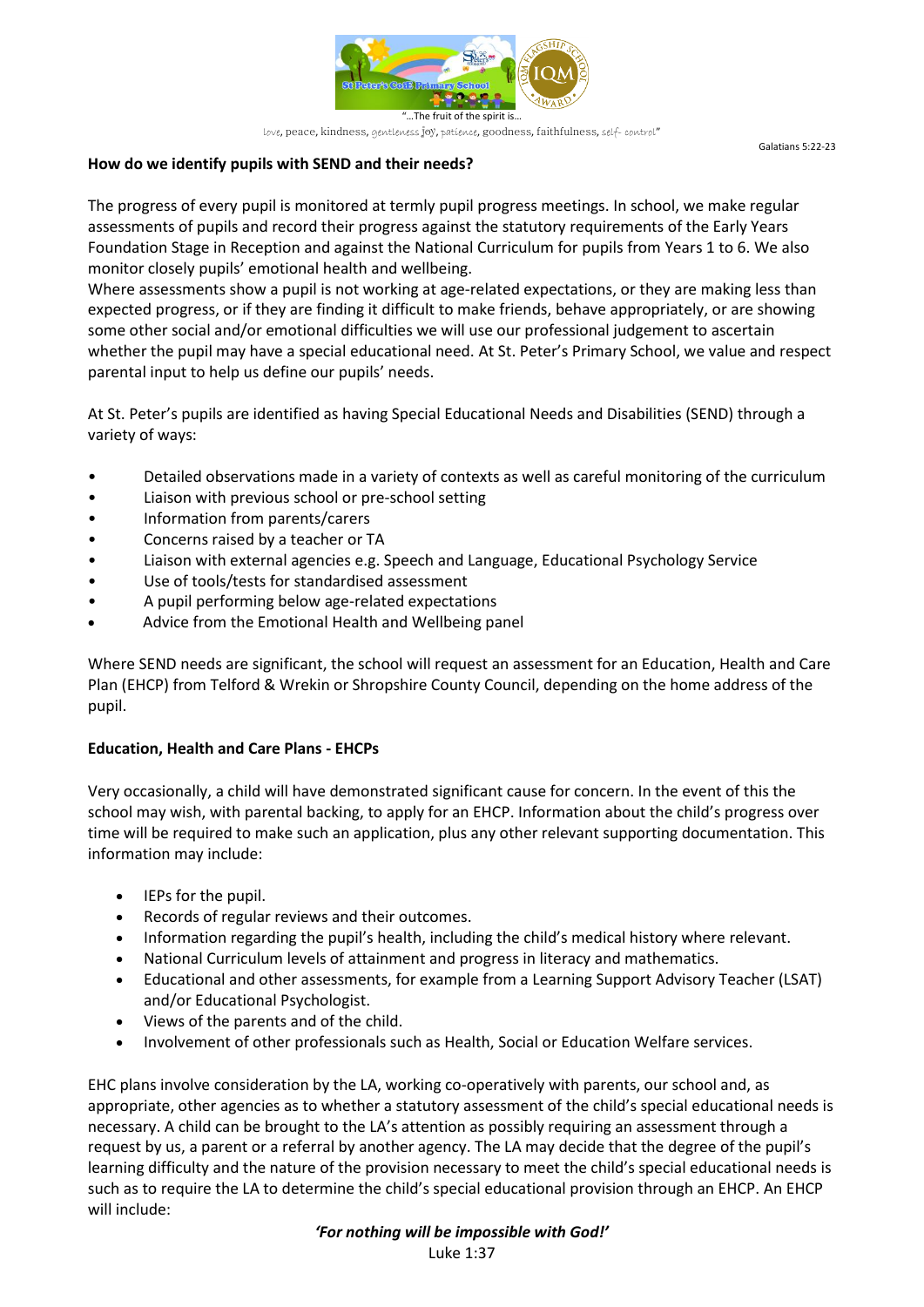**How do we identify pupils with SEND and their needs?**

The progress of every pupil is monitored at termly pupil progress meetings. In school, we make regular assessments of pupils and record their progress against the statutory requirements of the Early Years Foundation Stage in Reception and against the National Curriculum for pupils from Years 1 to 6. We also monitor closely pupils' emotional health and wellbeing.
Where assessments show a pupil is not working at age-related expectations, or they are making less than expected progress, or if they are finding it difficult to make friends, behave appropriately, or are showing some other social and/or emotional difficulties we will use our professional judgement to ascertain whether the pupil may have a special educational need. At St. Peter's Primary School, we value and respect parental input to help us define our pupils' needs.

At St. Peter's pupils are identified as having Special Educational Needs and Disabilities (SEND) through a variety of ways:

- Detailed observations made in a variety of contexts as well as careful monitoring of the curriculum
- Liaison with previous school or pre-school setting
- Information from parents/carers
- Concerns raised by a teacher or TA
- Liaison with external agencies e.g. Speech and Language, Educational Psychology Service
- Use of tools/tests for standardised assessment
- A pupil performing below age-related expectations
- Advice from the Emotional Health and Wellbeing panel

Where SEND needs are significant, the school will request an assessment for an Education, Health and Care Plan (EHCP) from Telford & Wrekin or Shropshire County Council, depending on the home address of the pupil.

**Education, Health and Care Plans - EHCPs**

Very occasionally, a child will have demonstrated significant cause for concern. In the event of this the school may wish, with parental backing, to apply for an EHCP. Information about the child's progress over time will be required to make such an application, plus any other relevant supporting documentation. This information may include:

- IEPs for the pupil.
- Records of regular reviews and their outcomes.
- Information regarding the pupil's health, including the child's medical history where relevant.
- National Curriculum levels of attainment and progress in literacy and mathematics.
- Educational and other assessments, for example from a Learning Support Advisory Teacher (LSAT) and/or Educational Psychologist.
- Views of the parents and of the child.
- Involvement of other professionals such as Health, Social or Education Welfare services.

EHC plans involve consideration by the LA, working co-operatively with parents, our school and, as appropriate, other agencies as to whether a statutory assessment of the child's special educational needs is necessary. A child can be brought to the LA's attention as possibly requiring an assessment through a request by us, a parent or a referral by another agency. The LA may decide that the degree of the pupil's learning difficulty and the nature of the provision necessary to meet the child's special educational needs is such as to require the LA to determine the child's special educational provision through an EHCP. An EHCP will include: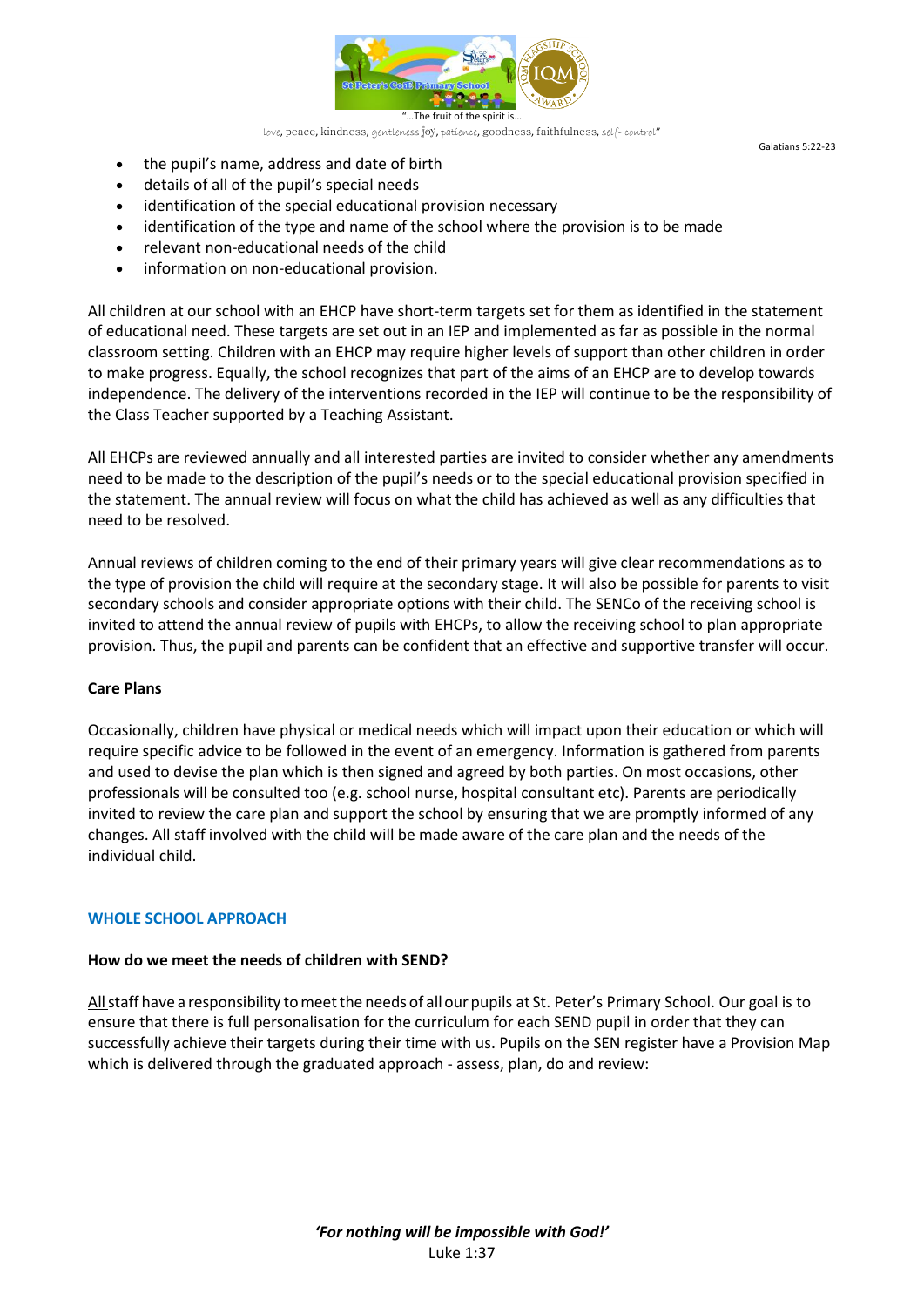- the pupil's name, address and date of birth
- details of all of the pupil's special needs
- identification of the special educational provision necessary
- identification of the type and name of the school where the provision is to be made
- relevant non-educational needs of the child
- information on non-educational provision.

All children at our school with an EHCP have short-term targets set for them as identified in the statement of educational need. These targets are set out in an IEP and implemented as far as possible in the normal classroom setting. Children with an EHCP may require higher levels of support than other children in order to make progress. Equally, the school recognizes that part of the aims of an EHCP are to develop towards independence. The delivery of the interventions recorded in the IEP will continue to be the responsibility of the Class Teacher supported by a Teaching Assistant.

All EHCPs are reviewed annually and all interested parties are invited to consider whether any amendments need to be made to the description of the pupil's needs or to the special educational provision specified in the statement. The annual review will focus on what the child has achieved as well as any difficulties that need to be resolved.

Annual reviews of children coming to the end of their primary years will give clear recommendations as to the type of provision the child will require at the secondary stage. It will also be possible for parents to visit secondary schools and consider appropriate options with their child. The SENCo of the receiving school is invited to attend the annual review of pupils with EHCPs, to allow the receiving school to plan appropriate provision. Thus, the pupil and parents can be confident that an effective and supportive transfer will occur.

**Care Plans**

Occasionally, children have physical or medical needs which will impact upon their education or which will require specific advice to be followed in the event of an emergency. Information is gathered from parents and used to devise the plan which is then signed and agreed by both parties. On most occasions, other professionals will be consulted too (e.g. school nurse, hospital consultant etc). Parents are periodically invited to review the care plan and support the school by ensuring that we are promptly informed of any changes. All staff involved with the child will be made aware of the care plan and the needs of the individual child.

## WHOLE SCHOOL APPROACH

**How do we meet the needs of children with SEND?**

All staff have a responsibility to meet the needs of all our pupils at St. Peter's Primary School. Our goal is to ensure that there is full personalisation for the curriculum for each SEND pupil in order that they can successfully achieve their targets during their time with us. Pupils on the SEN register have a Provision Map which is delivered through the graduated approach - assess, plan, do and review: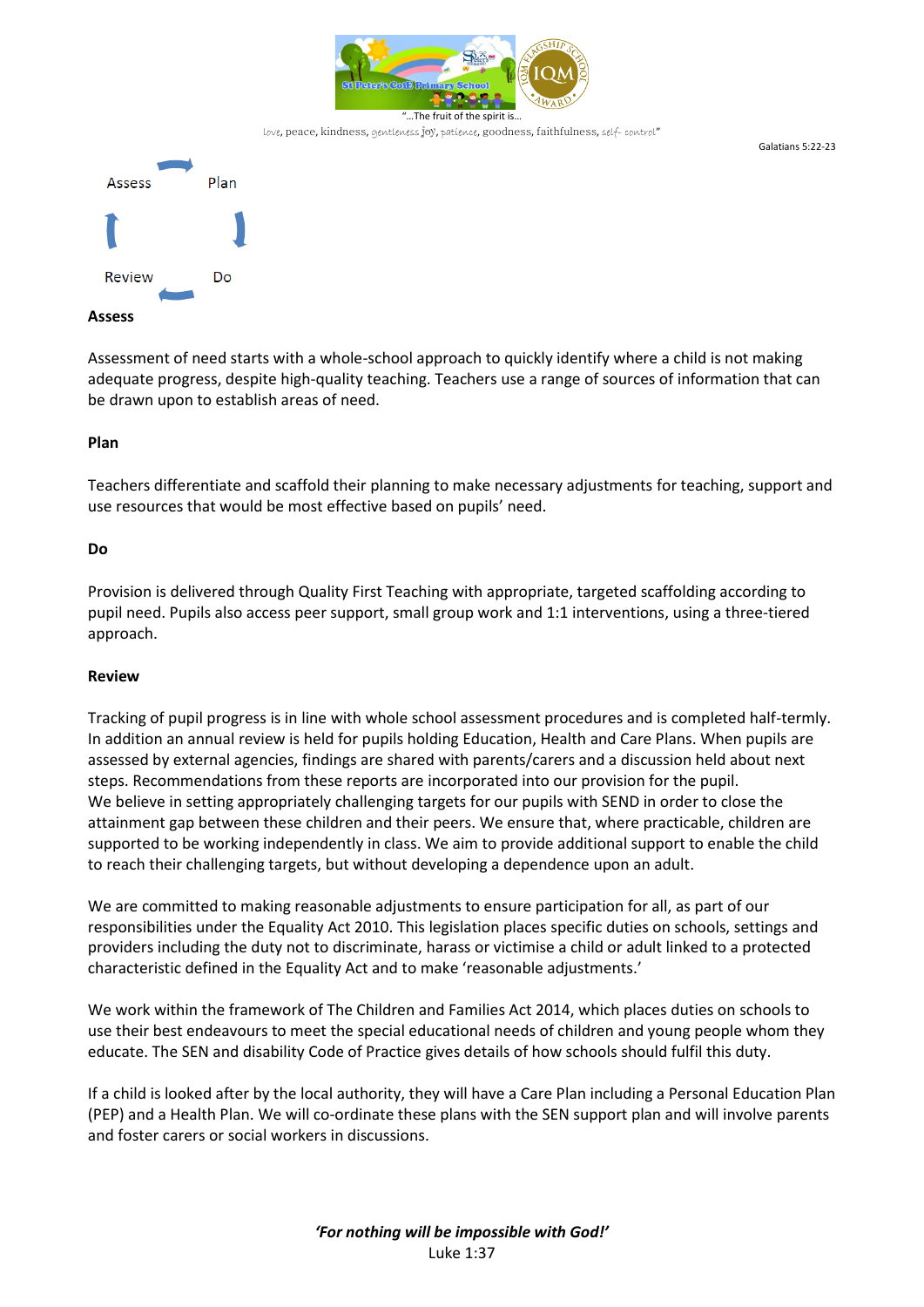Assess → Plan → Do → Review

**Assess**

Assessment of need starts with a whole-school approach to quickly identify where a child is not making adequate progress, despite high-quality teaching. Teachers use a range of sources of information that can be drawn upon to establish areas of need.

**Plan**

Teachers differentiate and scaffold their planning to make necessary adjustments for teaching, support and use resources that would be most effective based on pupils' need.

**Do**

Provision is delivered through Quality First Teaching with appropriate, targeted scaffolding according to pupil need. Pupils also access peer support, small group work and 1:1 interventions, using a three-tiered approach.

**Review**

Tracking of pupil progress is in line with whole school assessment procedures and is completed half-termly. In addition an annual review is held for pupils holding Education, Health and Care Plans. When pupils are assessed by external agencies, findings are shared with parents/carers and a discussion held about next steps. Recommendations from these reports are incorporated into our provision for the pupil.
We believe in setting appropriately challenging targets for our pupils with SEND in order to close the attainment gap between these children and their peers. We ensure that, where practicable, children are supported to be working independently in class. We aim to provide additional support to enable the child to reach their challenging targets, but without developing a dependence upon an adult.

We are committed to making reasonable adjustments to ensure participation for all, as part of our responsibilities under the Equality Act 2010. This legislation places specific duties on schools, settings and providers including the duty not to discriminate, harass or victimise a child or adult linked to a protected characteristic defined in the Equality Act and to make 'reasonable adjustments.'

We work within the framework of The Children and Families Act 2014, which places duties on schools to use their best endeavours to meet the special educational needs of children and young people whom they educate. The SEN and disability Code of Practice gives details of how schools should fulfil this duty.

If a child is looked after by the local authority, they will have a Care Plan including a Personal Education Plan (PEP) and a Health Plan. We will co-ordinate these plans with the SEN support plan and will involve parents and foster carers or social workers in discussions.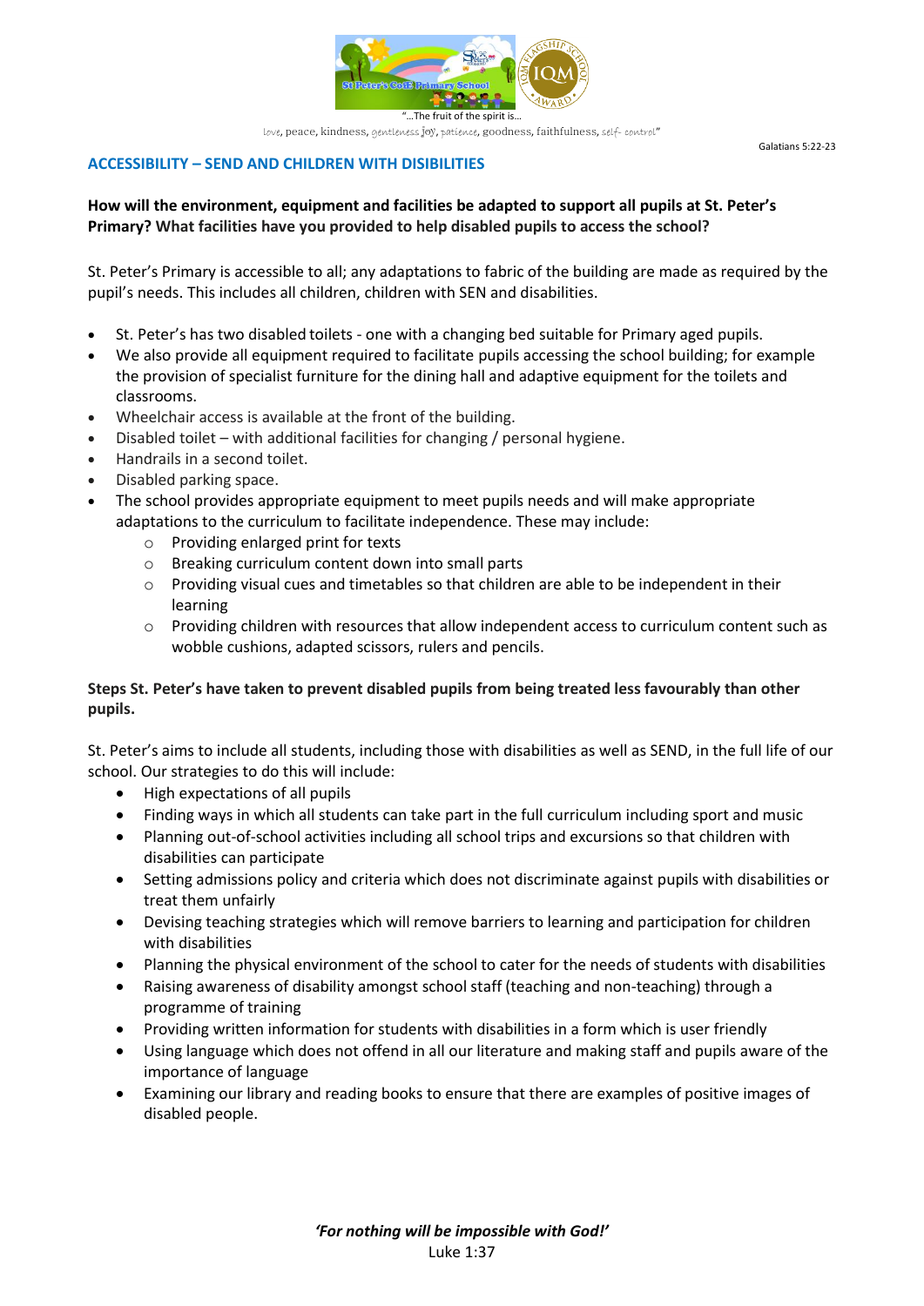"…The fruit of the spirit is…
love, peace, kindness, gentleness joy, patience, goodness, faithfulness, self- control"

Galatians 5:22-23

## ACCESSIBILITY – SEND AND CHILDREN WITH DISIBILITIES

**How will the environment, equipment and facilities be adapted to support all pupils at St. Peter's Primary? What facilities have you provided to help disabled pupils to access the school?**

St. Peter's Primary is accessible to all; any adaptations to fabric of the building are made as required by the pupil's needs. This includes all children, children with SEN and disabilities.

- St. Peter's has two disabled toilets - one with a changing bed suitable for Primary aged pupils.
- We also provide all equipment required to facilitate pupils accessing the school building; for example the provision of specialist furniture for the dining hall and adaptive equipment for the toilets and classrooms.
- Wheelchair access is available at the front of the building.
- Disabled toilet – with additional facilities for changing / personal hygiene.
- Handrails in a second toilet.
- Disabled parking space.
- The school provides appropriate equipment to meet pupils needs and will make appropriate adaptations to the curriculum to facilitate independence. These may include:
  - Providing enlarged print for texts
  - Breaking curriculum content down into small parts
  - Providing visual cues and timetables so that children are able to be independent in their learning
  - Providing children with resources that allow independent access to curriculum content such as wobble cushions, adapted scissors, rulers and pencils.

**Steps St. Peter's have taken to prevent disabled pupils from being treated less favourably than other pupils.**

St. Peter's aims to include all students, including those with disabilities as well as SEND, in the full life of our school. Our strategies to do this will include:

- High expectations of all pupils
- Finding ways in which all students can take part in the full curriculum including sport and music
- Planning out-of-school activities including all school trips and excursions so that children with disabilities can participate
- Setting admissions policy and criteria which does not discriminate against pupils with disabilities or treat them unfairly
- Devising teaching strategies which will remove barriers to learning and participation for children with disabilities
- Planning the physical environment of the school to cater for the needs of students with disabilities
- Raising awareness of disability amongst school staff (teaching and non-teaching) through a programme of training
- Providing written information for students with disabilities in a form which is user friendly
- Using language which does not offend in all our literature and making staff and pupils aware of the importance of language
- Examining our library and reading books to ensure that there are examples of positive images of disabled people.

***'For nothing will be impossible with God!'***
Luke 1:37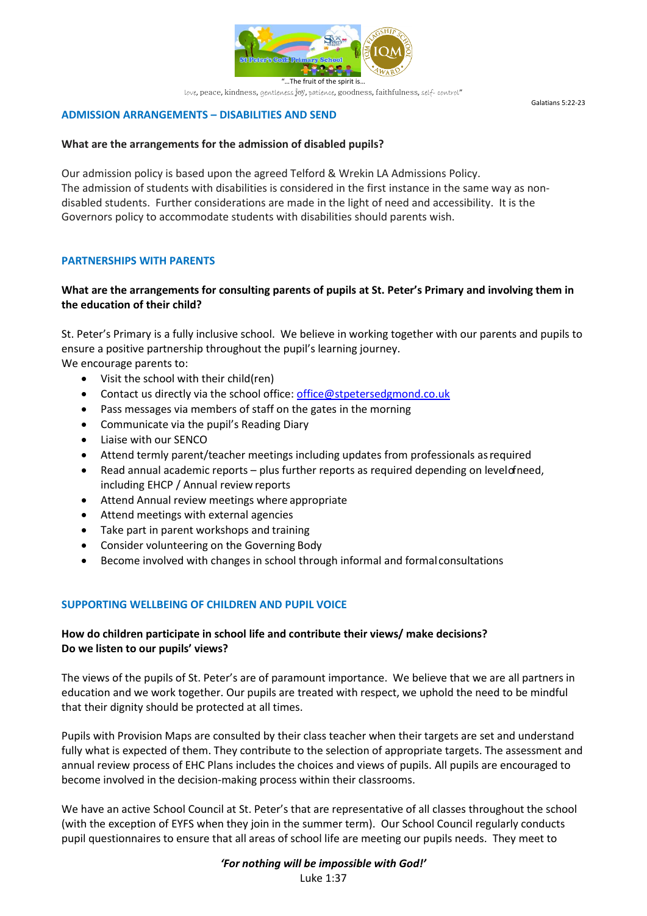## ADMISSION ARRANGEMENTS – DISABILITIES AND SEND

**What are the arrangements for the admission of disabled pupils?**

Our admission policy is based upon the agreed Telford & Wrekin LA Admissions Policy.
The admission of students with disabilities is considered in the first instance in the same way as non-disabled students. Further considerations are made in the light of need and accessibility. It is the Governors policy to accommodate students with disabilities should parents wish.

## PARTNERSHIPS WITH PARENTS

**What are the arrangements for consulting parents of pupils at St. Peter's Primary and involving them in the education of their child?**

St. Peter's Primary is a fully inclusive school. We believe in working together with our parents and pupils to ensure a positive partnership throughout the pupil's learning journey.
We encourage parents to:

- Visit the school with their child(ren)
- Contact us directly via the school office: office@stpetersedgmond.co.uk
- Pass messages via members of staff on the gates in the morning
- Communicate via the pupil's Reading Diary
- Liaise with our SENCO
- Attend termly parent/teacher meetings including updates from professionals as required
- Read annual academic reports – plus further reports as required depending on level of need, including EHCP / Annual review reports
- Attend Annual review meetings where appropriate
- Attend meetings with external agencies
- Take part in parent workshops and training
- Consider volunteering on the Governing Body
- Become involved with changes in school through informal and formal consultations

## SUPPORTING WELLBEING OF CHILDREN AND PUPIL VOICE

**How do children participate in school life and contribute their views/ make decisions?
Do we listen to our pupils' views?**

The views of the pupils of St. Peter's are of paramount importance. We believe that we are all partners in education and we work together. Our pupils are treated with respect, we uphold the need to be mindful that their dignity should be protected at all times.

Pupils with Provision Maps are consulted by their class teacher when their targets are set and understand fully what is expected of them. They contribute to the selection of appropriate targets. The assessment and annual review process of EHC Plans includes the choices and views of pupils. All pupils are encouraged to become involved in the decision-making process within their classrooms.

We have an active School Council at St. Peter's that are representative of all classes throughout the school (with the exception of EYFS when they join in the summer term). Our School Council regularly conducts pupil questionnaires to ensure that all areas of school life are meeting our pupils needs. They meet to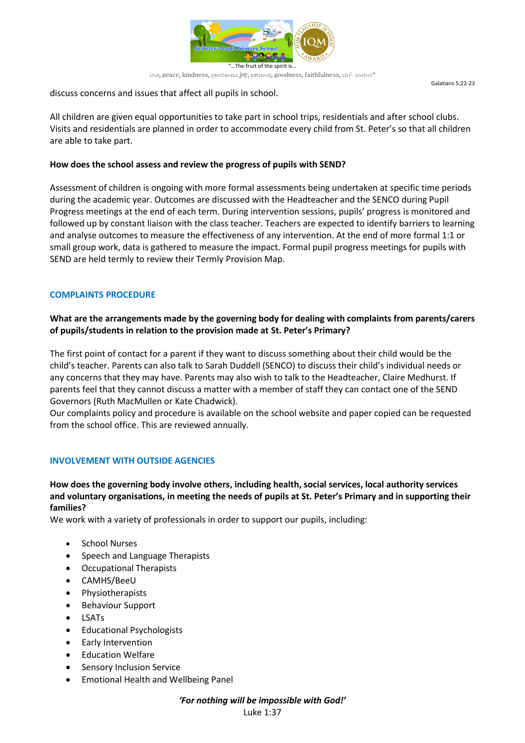discuss concerns and issues that affect all pupils in school.

All children are given equal opportunities to take part in school trips, residentials and after school clubs. Visits and residentials are planned in order to accommodate every child from St. Peter's so that all children are able to take part.

**How does the school assess and review the progress of pupils with SEND?**

Assessment of children is ongoing with more formal assessments being undertaken at specific time periods during the academic year. Outcomes are discussed with the Headteacher and the SENCO during Pupil Progress meetings at the end of each term. During intervention sessions, pupils' progress is monitored and followed up by constant liaison with the class teacher. Teachers are expected to identify barriers to learning and analyse outcomes to measure the effectiveness of any intervention. At the end of more formal 1:1 or small group work, data is gathered to measure the impact. Formal pupil progress meetings for pupils with SEND are held termly to review their Termly Provision Map.

## COMPLAINTS PROCEDURE

**What are the arrangements made by the governing body for dealing with complaints from parents/carers of pupils/students in relation to the provision made at St. Peter's Primary?**

The first point of contact for a parent if they want to discuss something about their child would be the child's teacher. Parents can also talk to Sarah Duddell (SENCO) to discuss their child's individual needs or any concerns that they may have. Parents may also wish to talk to the Headteacher, Claire Medhurst. If parents feel that they cannot discuss a matter with a member of staff they can contact one of the SEND Governors (Ruth MacMullen or Kate Chadwick).
Our complaints policy and procedure is available on the school website and paper copied can be requested from the school office. This are reviewed annually.

## INVOLVEMENT WITH OUTSIDE AGENCIES

**How does the governing body involve others, including health, social services, local authority services and voluntary organisations, in meeting the needs of pupils at St. Peter's Primary and in supporting their families?**
We work with a variety of professionals in order to support our pupils, including:

- School Nurses
- Speech and Language Therapists
- Occupational Therapists
- CAMHS/BeeU
- Physiotherapists
- Behaviour Support
- LSATs
- Educational Psychologists
- Early Intervention
- Education Welfare
- Sensory Inclusion Service
- Emotional Health and Wellbeing Panel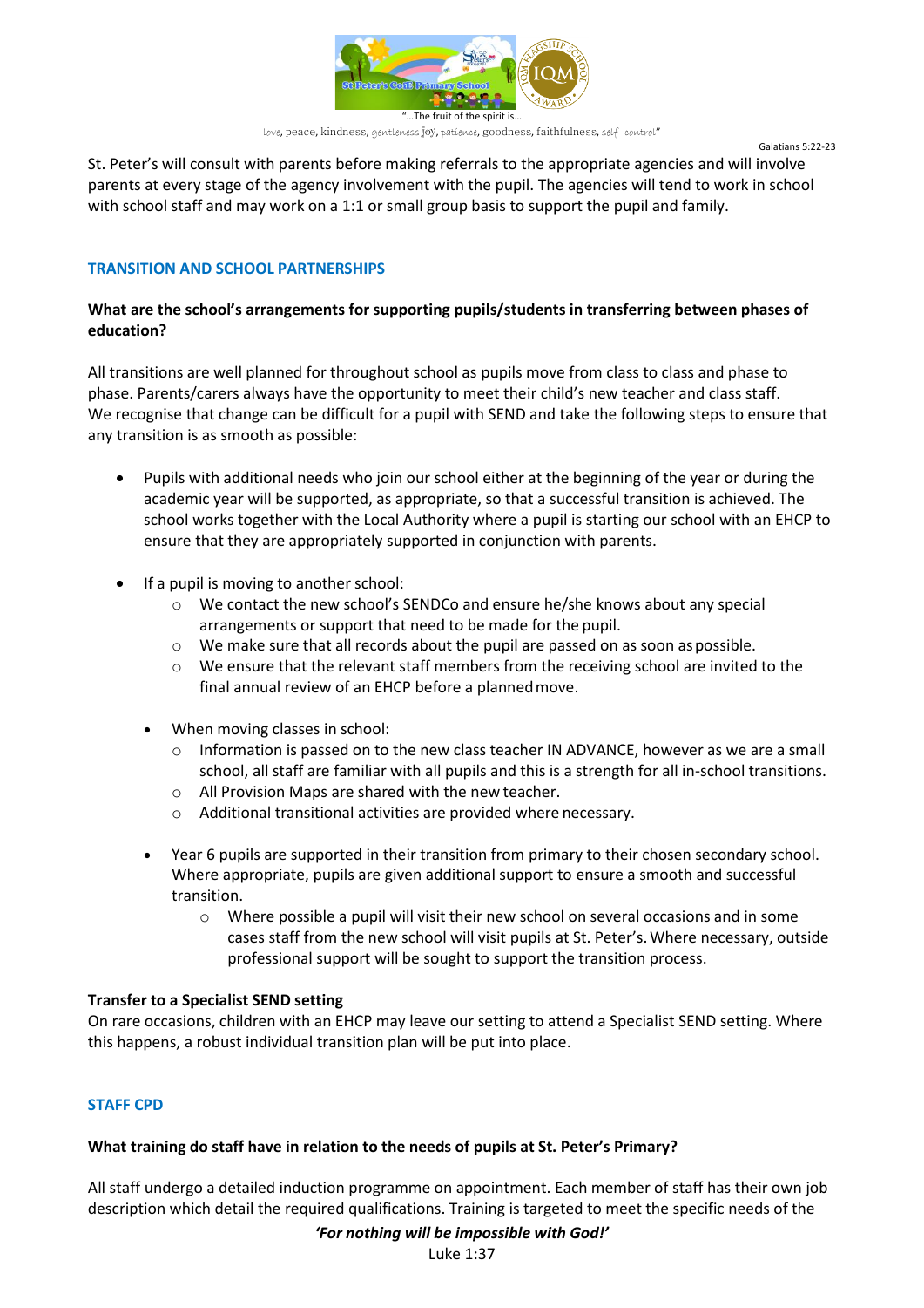St. Peter's will consult with parents before making referrals to the appropriate agencies and will involve parents at every stage of the agency involvement with the pupil. The agencies will tend to work in school with school staff and may work on a 1:1 or small group basis to support the pupil and family.

## TRANSITION AND SCHOOL PARTNERSHIPS

**What are the school's arrangements for supporting pupils/students in transferring between phases of education?**

All transitions are well planned for throughout school as pupils move from class to class and phase to phase. Parents/carers always have the opportunity to meet their child's new teacher and class staff.
We recognise that change can be difficult for a pupil with SEND and take the following steps to ensure that any transition is as smooth as possible:

- Pupils with additional needs who join our school either at the beginning of the year or during the academic year will be supported, as appropriate, so that a successful transition is achieved. The school works together with the Local Authority where a pupil is starting our school with an EHCP to ensure that they are appropriately supported in conjunction with parents.

- If a pupil is moving to another school:
  - We contact the new school's SENDCo and ensure he/she knows about any special arrangements or support that need to be made for the pupil.
  - We make sure that all records about the pupil are passed on as soon as possible.
  - We ensure that the relevant staff members from the receiving school are invited to the final annual review of an EHCP before a planned move.

- When moving classes in school:
  - Information is passed on to the new class teacher IN ADVANCE, however as we are a small school, all staff are familiar with all pupils and this is a strength for all in-school transitions.
  - All Provision Maps are shared with the new teacher.
  - Additional transitional activities are provided where necessary.

- Year 6 pupils are supported in their transition from primary to their chosen secondary school. Where appropriate, pupils are given additional support to ensure a smooth and successful transition.
  - Where possible a pupil will visit their new school on several occasions and in some cases staff from the new school will visit pupils at St. Peter's. Where necessary, outside professional support will be sought to support the transition process.

**Transfer to a Specialist SEND setting**
On rare occasions, children with an EHCP may leave our setting to attend a Specialist SEND setting. Where this happens, a robust individual transition plan will be put into place.

## STAFF CPD

**What training do staff have in relation to the needs of pupils at St. Peter's Primary?**

All staff undergo a detailed induction programme on appointment. Each member of staff has their own job description which detail the required qualifications. Training is targeted to meet the specific needs of the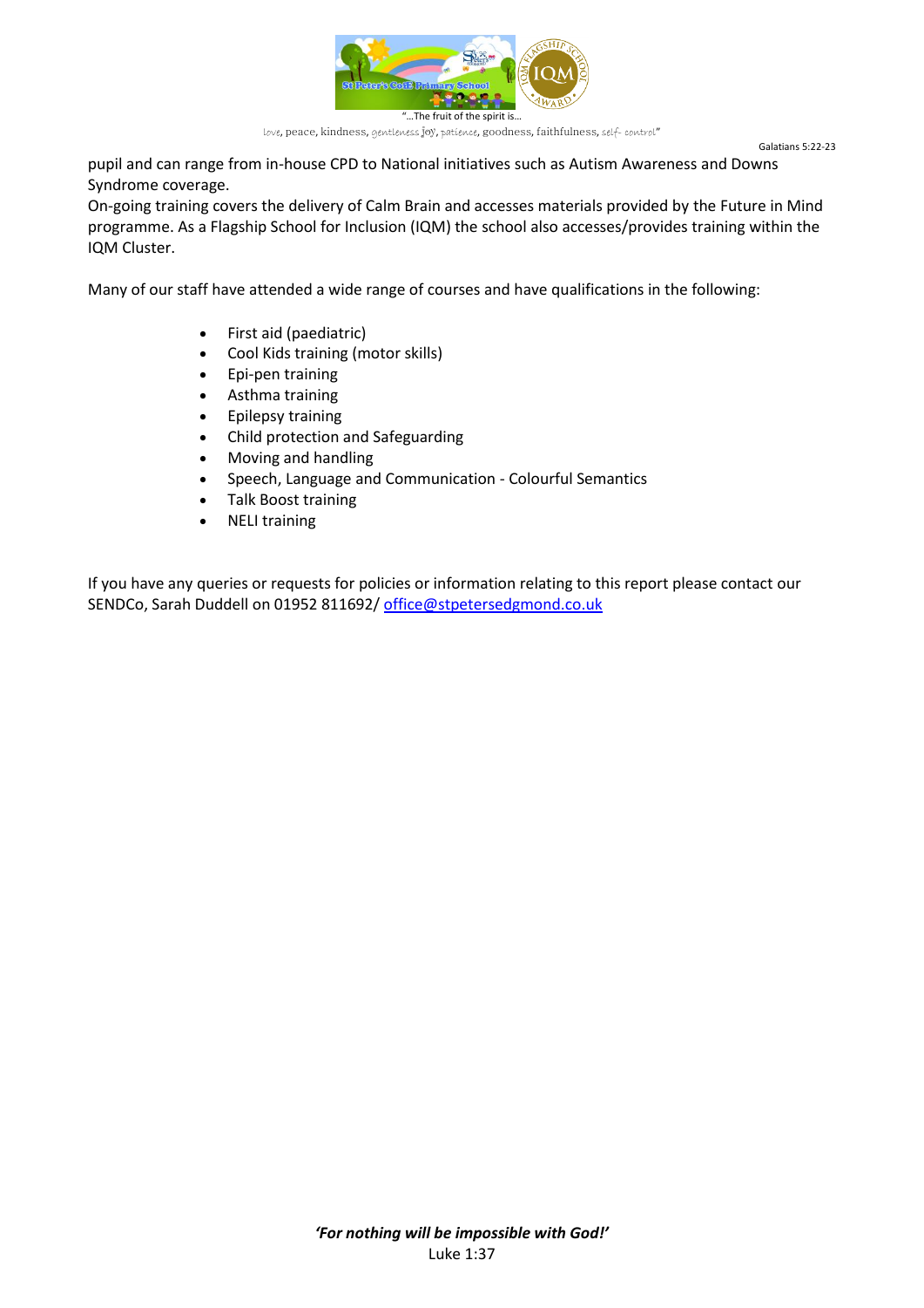pupil and can range from in-house CPD to National initiatives such as Autism Awareness and Downs Syndrome coverage.
On-going training covers the delivery of Calm Brain and accesses materials provided by the Future in Mind programme. As a Flagship School for Inclusion (IQM) the school also accesses/provides training within the IQM Cluster.

Many of our staff have attended a wide range of courses and have qualifications in the following:

- First aid (paediatric)
- Cool Kids training (motor skills)
- Epi-pen training
- Asthma training
- Epilepsy training
- Child protection and Safeguarding
- Moving and handling
- Speech, Language and Communication - Colourful Semantics
- Talk Boost training
- NELI training

If you have any queries or requests for policies or information relating to this report please contact our SENDCo, Sarah Duddell on 01952 811692/ office@stpetersedgmond.co.uk